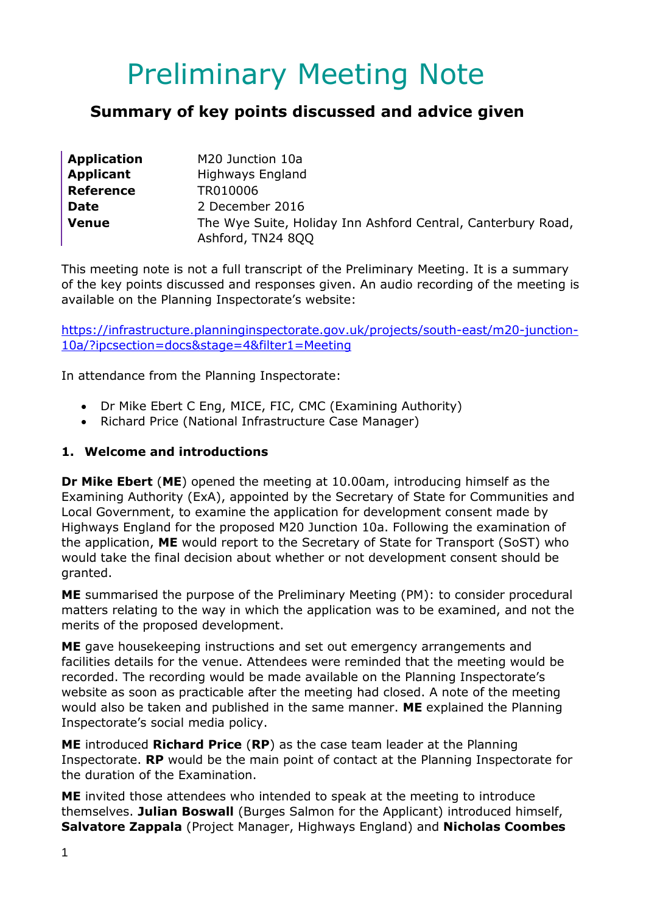# Preliminary Meeting Note

## Summary of key points discussed and advice given

| | |
|---|---|
| **Application** | M20 Junction 10a |
| **Applicant** | Highways England |
| **Reference** | TR010006 |
| **Date** | 2 December 2016 |
| **Venue** | The Wye Suite, Holiday Inn Ashford Central, Canterbury Road, Ashford, TN24 8QQ |

This meeting note is not a full transcript of the Preliminary Meeting. It is a summary of the key points discussed and responses given. An audio recording of the meeting is available on the Planning Inspectorate's website:

https://infrastructure.planninginspectorate.gov.uk/projects/south-east/m20-junction-10a/?ipcsection=docs&stage=4&filter1=Meeting

In attendance from the Planning Inspectorate:

- Dr Mike Ebert C Eng, MICE, FIC, CMC (Examining Authority)
- Richard Price (National Infrastructure Case Manager)

### 1. Welcome and introductions

**Dr Mike Ebert** (**ME**) opened the meeting at 10.00am, introducing himself as the Examining Authority (ExA), appointed by the Secretary of State for Communities and Local Government, to examine the application for development consent made by Highways England for the proposed M20 Junction 10a. Following the examination of the application, **ME** would report to the Secretary of State for Transport (SoST) who would take the final decision about whether or not development consent should be granted.

**ME** summarised the purpose of the Preliminary Meeting (PM): to consider procedural matters relating to the way in which the application was to be examined, and not the merits of the proposed development.

**ME** gave housekeeping instructions and set out emergency arrangements and facilities details for the venue. Attendees were reminded that the meeting would be recorded. The recording would be made available on the Planning Inspectorate's website as soon as practicable after the meeting had closed. A note of the meeting would also be taken and published in the same manner. **ME** explained the Planning Inspectorate's social media policy.

**ME** introduced **Richard Price** (**RP**) as the case team leader at the Planning Inspectorate. **RP** would be the main point of contact at the Planning Inspectorate for the duration of the Examination.

**ME** invited those attendees who intended to speak at the meeting to introduce themselves. **Julian Boswall** (Burges Salmon for the Applicant) introduced himself, **Salvatore Zappala** (Project Manager, Highways England) and **Nicholas Coombes**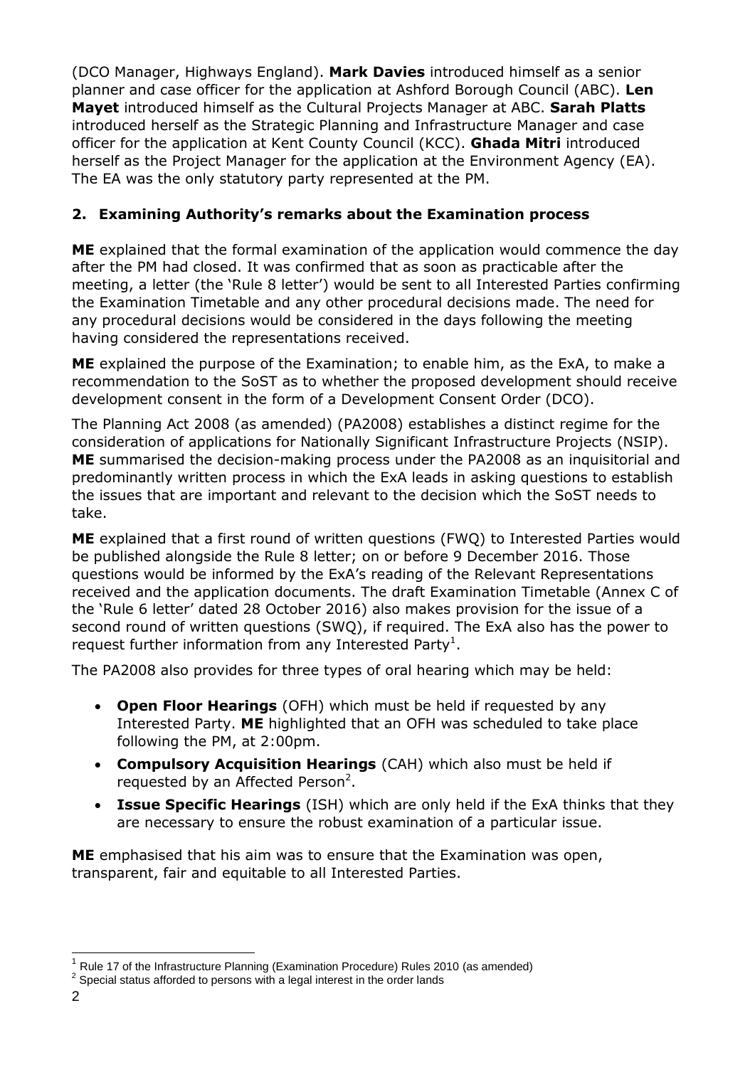(DCO Manager, Highways England). **Mark Davies** introduced himself as a senior planner and case officer for the application at Ashford Borough Council (ABC). **Len Mayet** introduced himself as the Cultural Projects Manager at ABC. **Sarah Platts** introduced herself as the Strategic Planning and Infrastructure Manager and case officer for the application at Kent County Council (KCC). **Ghada Mitri** introduced herself as the Project Manager for the application at the Environment Agency (EA). The EA was the only statutory party represented at the PM.

## 2. Examining Authority's remarks about the Examination process

**ME** explained that the formal examination of the application would commence the day after the PM had closed. It was confirmed that as soon as practicable after the meeting, a letter (the 'Rule 8 letter') would be sent to all Interested Parties confirming the Examination Timetable and any other procedural decisions made. The need for any procedural decisions would be considered in the days following the meeting having considered the representations received.

**ME** explained the purpose of the Examination; to enable him, as the ExA, to make a recommendation to the SoST as to whether the proposed development should receive development consent in the form of a Development Consent Order (DCO).

The Planning Act 2008 (as amended) (PA2008) establishes a distinct regime for the consideration of applications for Nationally Significant Infrastructure Projects (NSIP). **ME** summarised the decision-making process under the PA2008 as an inquisitorial and predominantly written process in which the ExA leads in asking questions to establish the issues that are important and relevant to the decision which the SoST needs to take.

**ME** explained that a first round of written questions (FWQ) to Interested Parties would be published alongside the Rule 8 letter; on or before 9 December 2016. Those questions would be informed by the ExA's reading of the Relevant Representations received and the application documents. The draft Examination Timetable (Annex C of the 'Rule 6 letter' dated 28 October 2016) also makes provision for the issue of a second round of written questions (SWQ), if required. The ExA also has the power to request further information from any Interested Party[1].

The PA2008 also provides for three types of oral hearing which may be held:

- **Open Floor Hearings** (OFH) which must be held if requested by any Interested Party. **ME** highlighted that an OFH was scheduled to take place following the PM, at 2:00pm.
- **Compulsory Acquisition Hearings** (CAH) which also must be held if requested by an Affected Person[2].
- **Issue Specific Hearings** (ISH) which are only held if the ExA thinks that they are necessary to ensure the robust examination of a particular issue.

**ME** emphasised that his aim was to ensure that the Examination was open, transparent, fair and equitable to all Interested Parties.

[1] Rule 17 of the Infrastructure Planning (Examination Procedure) Rules 2010 (as amended)

[2] Special status afforded to persons with a legal interest in the order lands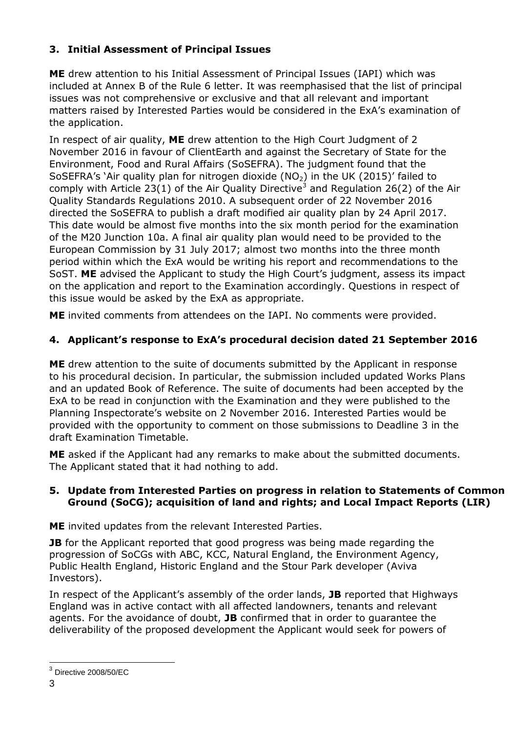## 3. Initial Assessment of Principal Issues

**ME** drew attention to his Initial Assessment of Principal Issues (IAPI) which was included at Annex B of the Rule 6 letter. It was reemphasised that the list of principal issues was not comprehensive or exclusive and that all relevant and important matters raised by Interested Parties would be considered in the ExA's examination of the application.

In respect of air quality, **ME** drew attention to the High Court Judgment of 2 November 2016 in favour of ClientEarth and against the Secretary of State for the Environment, Food and Rural Affairs (SoSEFRA). The judgment found that the SoSEFRA's 'Air quality plan for nitrogen dioxide ($NO_2$) in the UK (2015)' failed to comply with Article 23(1) of the Air Quality Directive[3] and Regulation 26(2) of the Air Quality Standards Regulations 2010. A subsequent order of 22 November 2016 directed the SoSEFRA to publish a draft modified air quality plan by 24 April 2017. This date would be almost five months into the six month period for the examination of the M20 Junction 10a. A final air quality plan would need to be provided to the European Commission by 31 July 2017; almost two months into the three month period within which the ExA would be writing his report and recommendations to the SoST. **ME** advised the Applicant to study the High Court's judgment, assess its impact on the application and report to the Examination accordingly. Questions in respect of this issue would be asked by the ExA as appropriate.

**ME** invited comments from attendees on the IAPI. No comments were provided.

## 4. Applicant's response to ExA's procedural decision dated 21 September 2016

**ME** drew attention to the suite of documents submitted by the Applicant in response to his procedural decision. In particular, the submission included updated Works Plans and an updated Book of Reference. The suite of documents had been accepted by the ExA to be read in conjunction with the Examination and they were published to the Planning Inspectorate's website on 2 November 2016. Interested Parties would be provided with the opportunity to comment on those submissions to Deadline 3 in the draft Examination Timetable.

**ME** asked if the Applicant had any remarks to make about the submitted documents. The Applicant stated that it had nothing to add.

## 5. Update from Interested Parties on progress in relation to Statements of Common Ground (SoCG); acquisition of land and rights; and Local Impact Reports (LIR)

**ME** invited updates from the relevant Interested Parties.

**JB** for the Applicant reported that good progress was being made regarding the progression of SoCGs with ABC, KCC, Natural England, the Environment Agency, Public Health England, Historic England and the Stour Park developer (Aviva Investors).

In respect of the Applicant's assembly of the order lands, **JB** reported that Highways England was in active contact with all affected landowners, tenants and relevant agents. For the avoidance of doubt, **JB** confirmed that in order to guarantee the deliverability of the proposed development the Applicant would seek for powers of

[3] Directive 2008/50/EC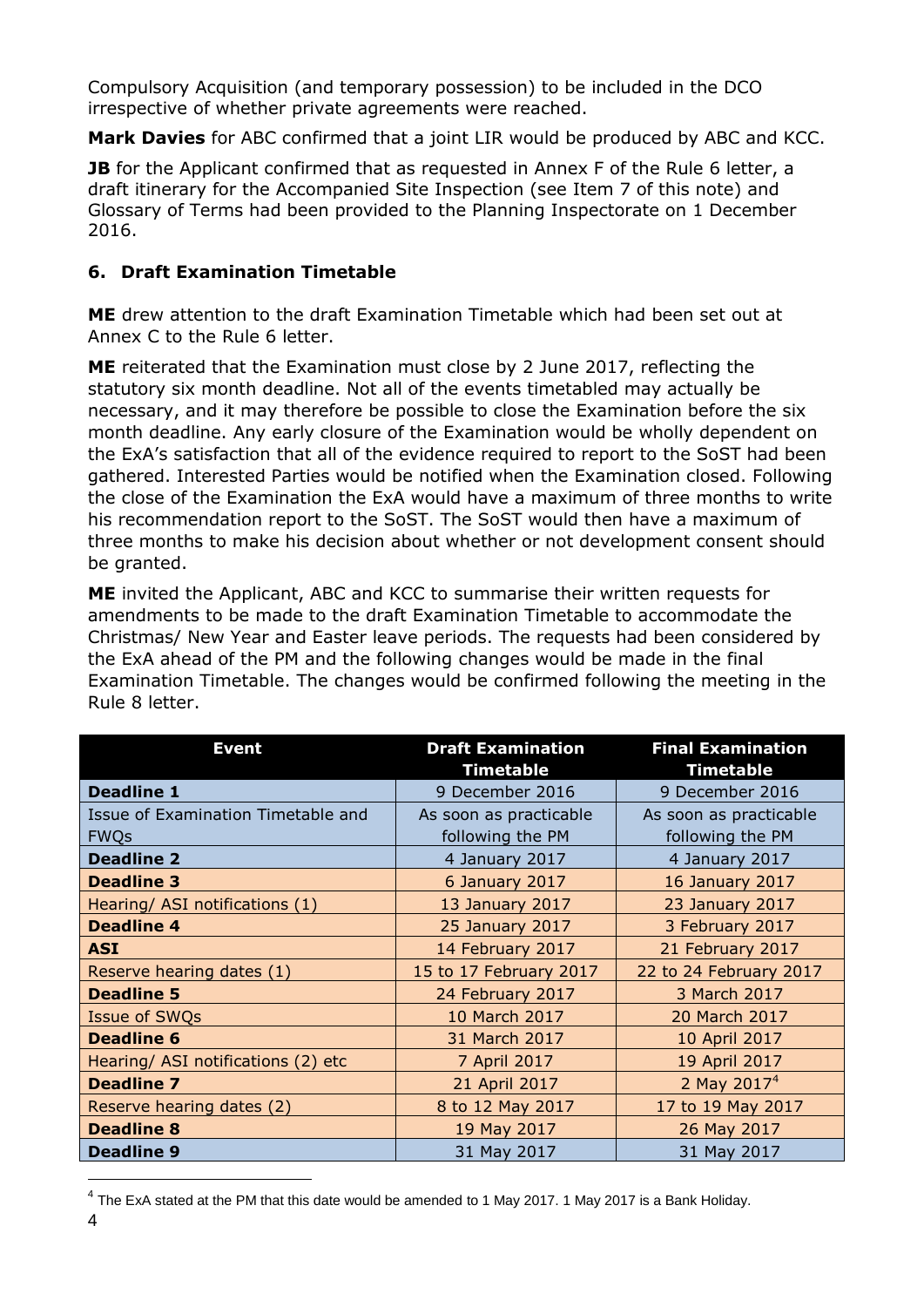Compulsory Acquisition (and temporary possession) to be included in the DCO irrespective of whether private agreements were reached.

**Mark Davies** for ABC confirmed that a joint LIR would be produced by ABC and KCC.

**JB** for the Applicant confirmed that as requested in Annex F of the Rule 6 letter, a draft itinerary for the Accompanied Site Inspection (see Item 7 of this note) and Glossary of Terms had been provided to the Planning Inspectorate on 1 December 2016.

## 6. Draft Examination Timetable

**ME** drew attention to the draft Examination Timetable which had been set out at Annex C to the Rule 6 letter.

**ME** reiterated that the Examination must close by 2 June 2017, reflecting the statutory six month deadline. Not all of the events timetabled may actually be necessary, and it may therefore be possible to close the Examination before the six month deadline. Any early closure of the Examination would be wholly dependent on the ExA's satisfaction that all of the evidence required to report to the SoST had been gathered. Interested Parties would be notified when the Examination closed. Following the close of the Examination the ExA would have a maximum of three months to write his recommendation report to the SoST. The SoST would then have a maximum of three months to make his decision about whether or not development consent should be granted.

**ME** invited the Applicant, ABC and KCC to summarise their written requests for amendments to be made to the draft Examination Timetable to accommodate the Christmas/ New Year and Easter leave periods. The requests had been considered by the ExA ahead of the PM and the following changes would be made in the final Examination Timetable. The changes would be confirmed following the meeting in the Rule 8 letter.

| Event | Draft Examination Timetable | Final Examination Timetable |
|---|---|---|
| **Deadline 1** | 9 December 2016 | 9 December 2016 |
| Issue of Examination Timetable and FWQs | As soon as practicable following the PM | As soon as practicable following the PM |
| **Deadline 2** | 4 January 2017 | 4 January 2017 |
| **Deadline 3** | 6 January 2017 | 16 January 2017 |
| Hearing/ ASI notifications (1) | 13 January 2017 | 23 January 2017 |
| **Deadline 4** | 25 January 2017 | 3 February 2017 |
| **ASI** | 14 February 2017 | 21 February 2017 |
| Reserve hearing dates (1) | 15 to 17 February 2017 | 22 to 24 February 2017 |
| **Deadline 5** | 24 February 2017 | 3 March 2017 |
| Issue of SWQs | 10 March 2017 | 20 March 2017 |
| **Deadline 6** | 31 March 2017 | 10 April 2017 |
| Hearing/ ASI notifications (2) etc | 7 April 2017 | 19 April 2017 |
| **Deadline 7** | 21 April 2017 | 2 May 2017[4] |
| Reserve hearing dates (2) | 8 to 12 May 2017 | 17 to 19 May 2017 |
| **Deadline 8** | 19 May 2017 | 26 May 2017 |
| **Deadline 9** | 31 May 2017 | 31 May 2017 |

[4] The ExA stated at the PM that this date would be amended to 1 May 2017. 1 May 2017 is a Bank Holiday.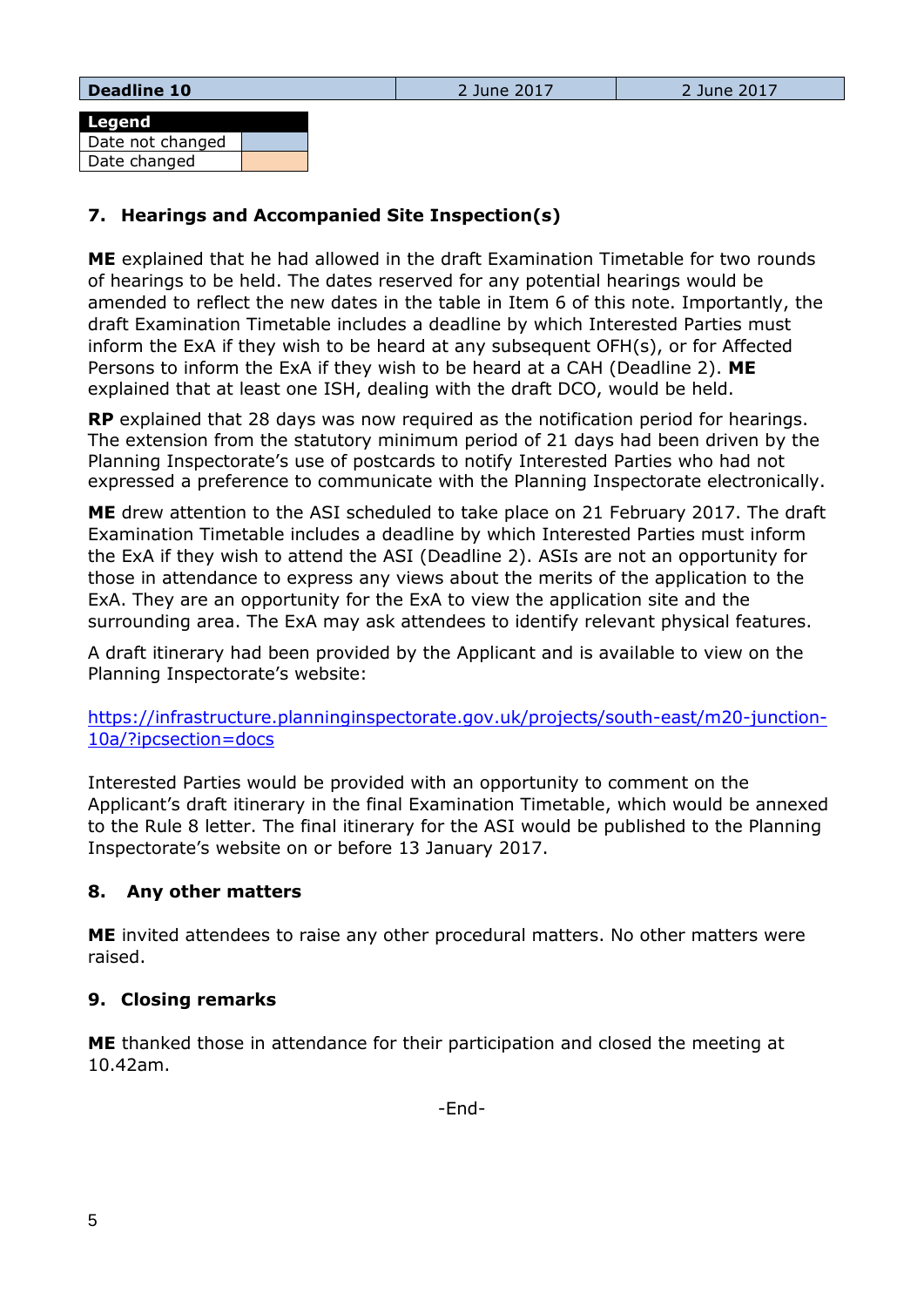| Deadline 10 | 2 June 2017 | 2 June 2017 |
|---|---|---|

| Legend | |
|---|---|
| Date not changed | |
| Date changed | |

## 7. Hearings and Accompanied Site Inspection(s)

**ME** explained that he had allowed in the draft Examination Timetable for two rounds of hearings to be held. The dates reserved for any potential hearings would be amended to reflect the new dates in the table in Item 6 of this note. Importantly, the draft Examination Timetable includes a deadline by which Interested Parties must inform the ExA if they wish to be heard at any subsequent OFH(s), or for Affected Persons to inform the ExA if they wish to be heard at a CAH (Deadline 2). **ME** explained that at least one ISH, dealing with the draft DCO, would be held.

**RP** explained that 28 days was now required as the notification period for hearings. The extension from the statutory minimum period of 21 days had been driven by the Planning Inspectorate's use of postcards to notify Interested Parties who had not expressed a preference to communicate with the Planning Inspectorate electronically.

**ME** drew attention to the ASI scheduled to take place on 21 February 2017. The draft Examination Timetable includes a deadline by which Interested Parties must inform the ExA if they wish to attend the ASI (Deadline 2). ASIs are not an opportunity for those in attendance to express any views about the merits of the application to the ExA. They are an opportunity for the ExA to view the application site and the surrounding area. The ExA may ask attendees to identify relevant physical features.

A draft itinerary had been provided by the Applicant and is available to view on the Planning Inspectorate's website:

https://infrastructure.planninginspectorate.gov.uk/projects/south-east/m20-junction-10a/?ipcsection=docs

Interested Parties would be provided with an opportunity to comment on the Applicant's draft itinerary in the final Examination Timetable, which would be annexed to the Rule 8 letter. The final itinerary for the ASI would be published to the Planning Inspectorate's website on or before 13 January 2017.

## 8. Any other matters

**ME** invited attendees to raise any other procedural matters. No other matters were raised.

## 9. Closing remarks

**ME** thanked those in attendance for their participation and closed the meeting at 10.42am.

-End-